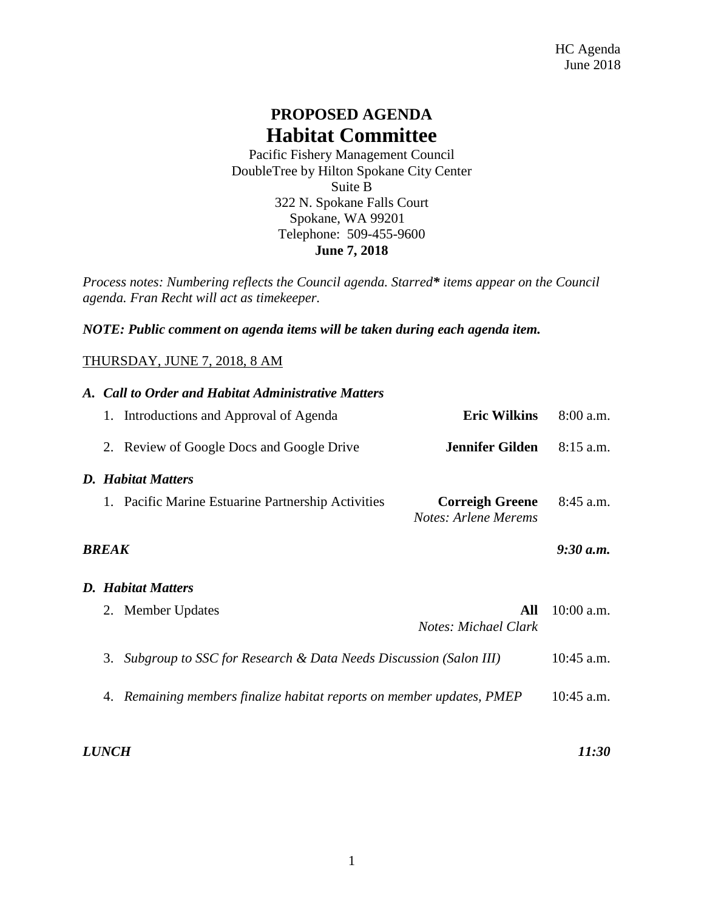HC Agenda
June 2018

# PROPOSED AGENDA
# Habitat Committee

Pacific Fishery Management Council
DoubleTree by Hilton Spokane City Center
Suite B
322 N. Spokane Falls Court
Spokane, WA 99201
Telephone: 509-455-9600
**June 7, 2018**

*Process notes: Numbering reflects the Council agenda. Starred\* items appear on the Council agenda. Fran Recht will act as timekeeper.*

***NOTE: Public comment on agenda items will be taken during each agenda item.***

THURSDAY, JUNE 7, 2018, 8 AM

***A. Call to Order and Habitat Administrative Matters***

| | | |
|---|---|---|
| 1. Introductions and Approval of Agenda | **Eric Wilkins** | 8:00 a.m. |
| 2. Review of Google Docs and Google Drive | **Jennifer Gilden** | 8:15 a.m. |

***D. Habitat Matters***

| | | |
|---|---|---|
| 1. Pacific Marine Estuarine Partnership Activities | **Correigh Greene** *Notes: Arlene Merems* | 8:45 a.m. |

***BREAK*** ***9:30 a.m.***

***D. Habitat Matters***

| | | |
|---|---|---|
| 2. Member Updates | **All** *Notes: Michael Clark* | 10:00 a.m. |
| 3. *Subgroup to SSC for Research & Data Needs Discussion (Salon III)* | | 10:45 a.m. |
| 4. *Remaining members finalize habitat reports on member updates, PMEP* | | 10:45 a.m. |

***LUNCH*** ***11:30***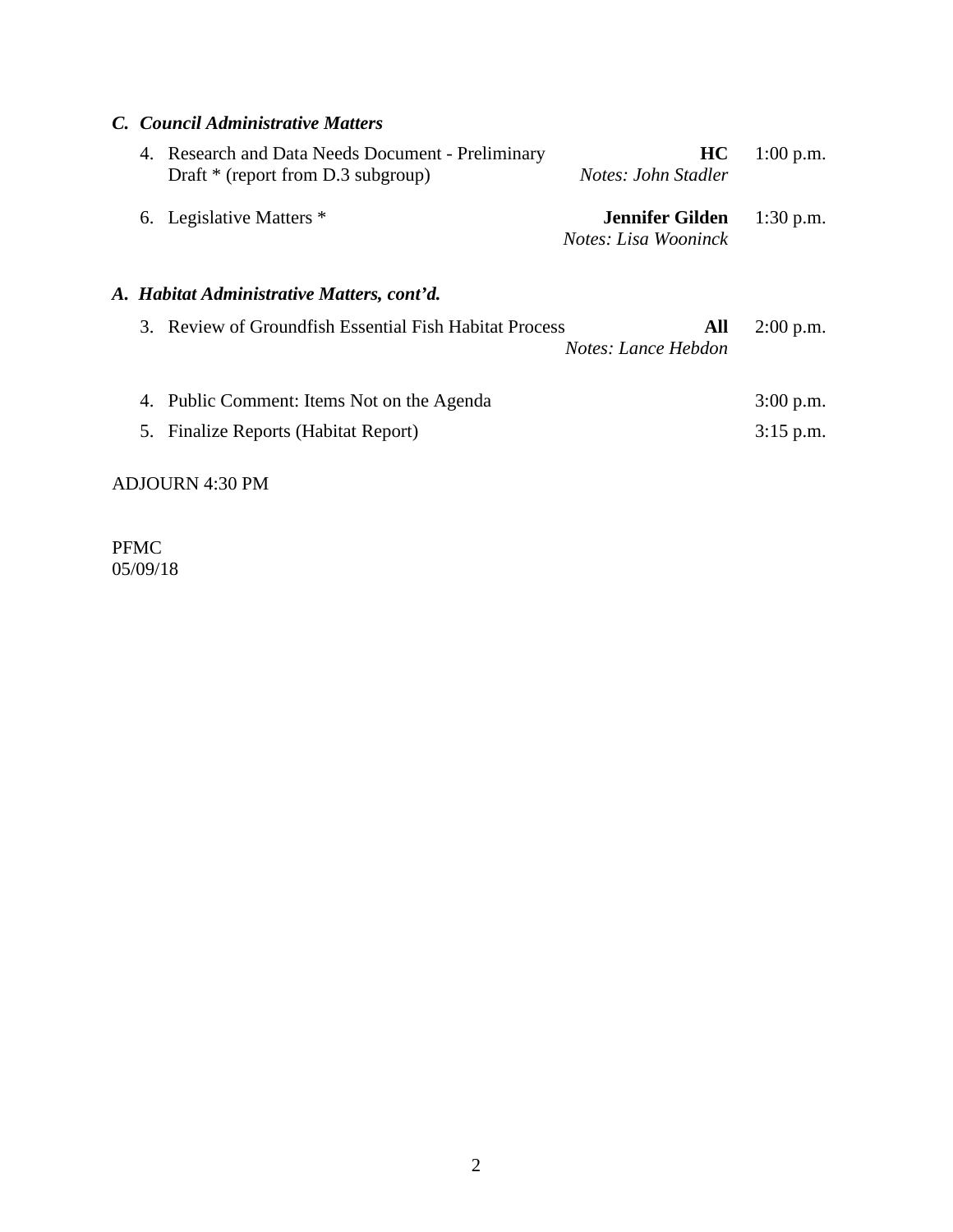### *C. Council Administrative Matters*

| | | | |
|---|---|---|---|
| 4. | Research and Data Needs Document - Preliminary Draft * (report from D.3 subgroup) | **HC** *Notes: John Stadler* | 1:00 p.m. |
| 6. | Legislative Matters * | **Jennifer Gilden** *Notes: Lisa Wooninck* | 1:30 p.m. |

### *A. Habitat Administrative Matters, cont'd.*

| | | | |
|---|---|---|---|
| 3. | Review of Groundfish Essential Fish Habitat Process | **All** *Notes: Lance Hebdon* | 2:00 p.m. |
| 4. | Public Comment: Items Not on the Agenda | | 3:00 p.m. |
| 5. | Finalize Reports (Habitat Report) | | 3:15 p.m. |

ADJOURN 4:30 PM

PFMC
05/09/18